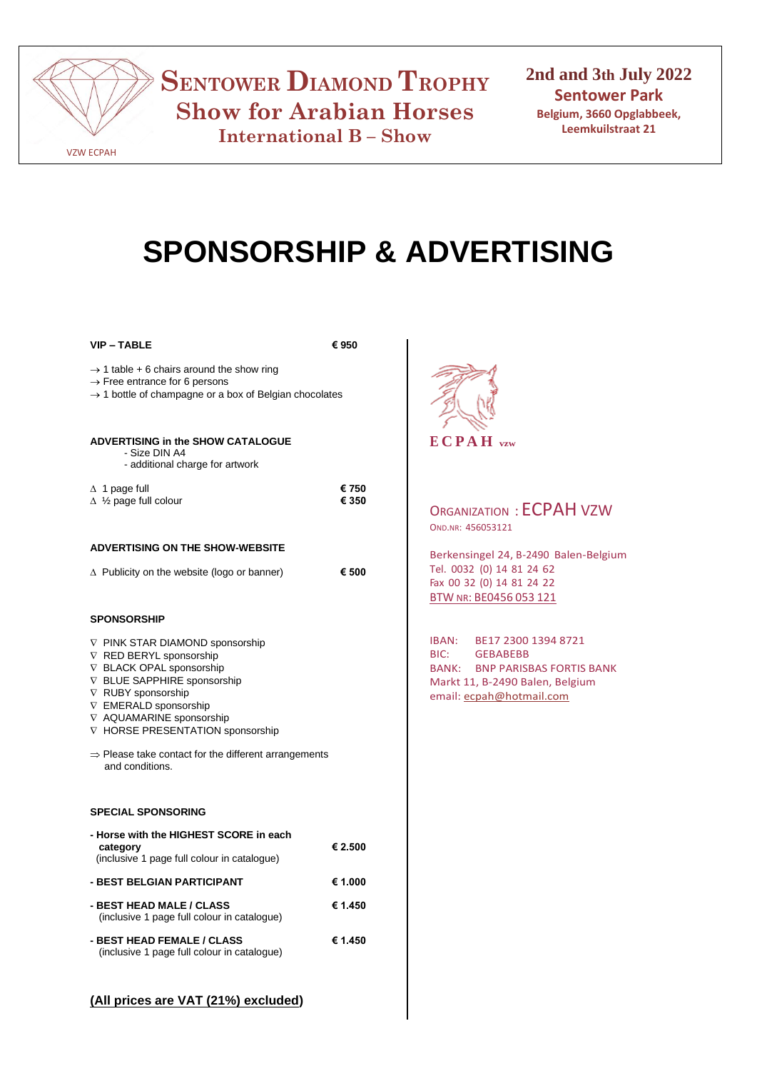# SENTOWER DIAMOND TROPHY
## Show for Arabian Horses
### International B – Show

VZW ECPAH

**2nd and 3th July 2022**
**Sentower Park**
**Belgium, 3660 Opglabbeek, Leemkuilstraat 21**

# SPONSORSHIP & ADVERTISING

**VIP – TABLE** **€ 950**

→ 1 table + 6 chairs around the show ring
→ Free entrance for 6 persons
→ 1 bottle of champagne or a box of Belgian chocolates

**ADVERTISING in the SHOW CATALOGUE**
- Size DIN A4
- additional charge for artwork

| | |
|---|---|
| ∆ 1 page full | **€ 750** |
| ∆ ½ page full colour | **€ 350** |

**ADVERTISING ON THE SHOW-WEBSITE**

| | |
|---|---|
| ∆ Publicity on the website (logo or banner) | **€ 500** |

**SPONSORSHIP**

∇ PINK STAR DIAMOND sponsorship
∇ RED BERYL sponsorship
∇ BLACK OPAL sponsorship
∇ BLUE SAPPHIRE sponsorship
∇ RUBY sponsorship
∇ EMERALD sponsorship
∇ AQUAMARINE sponsorship
∇ HORSE PRESENTATION sponsorship

⇒ Please take contact for the different arrangements and conditions.

**SPECIAL SPONSORING**

| | |
|---|---|
| **- Horse with the HIGHEST SCORE in each category** (inclusive 1 page full colour in catalogue) | **€ 2.500** |
| **- BEST BELGIAN PARTICIPANT** | **€ 1.000** |
| **- BEST HEAD MALE / CLASS** (inclusive 1 page full colour in catalogue) | **€ 1.450** |
| **- BEST HEAD FEMALE / CLASS** (inclusive 1 page full colour in catalogue) | **€ 1.450** |

**(All prices are VAT (21%) excluded)**

ECPAH vzw

ORGANIZATION : ECPAH VZW
OND.NR: 456053121

Berkensingel 24, B-2490 Balen-Belgium
Tel. 0032 (0) 14 81 24 62
Fax 00 32 (0) 14 81 24 22
BTW NR: BE0456 053 121

IBAN: BE17 2300 1394 8721
BIC: GEBABEBB
BANK: BNP PARISBAS FORTIS BANK
Markt 11, B-2490 Balen, Belgium
email: ecpah@hotmail.com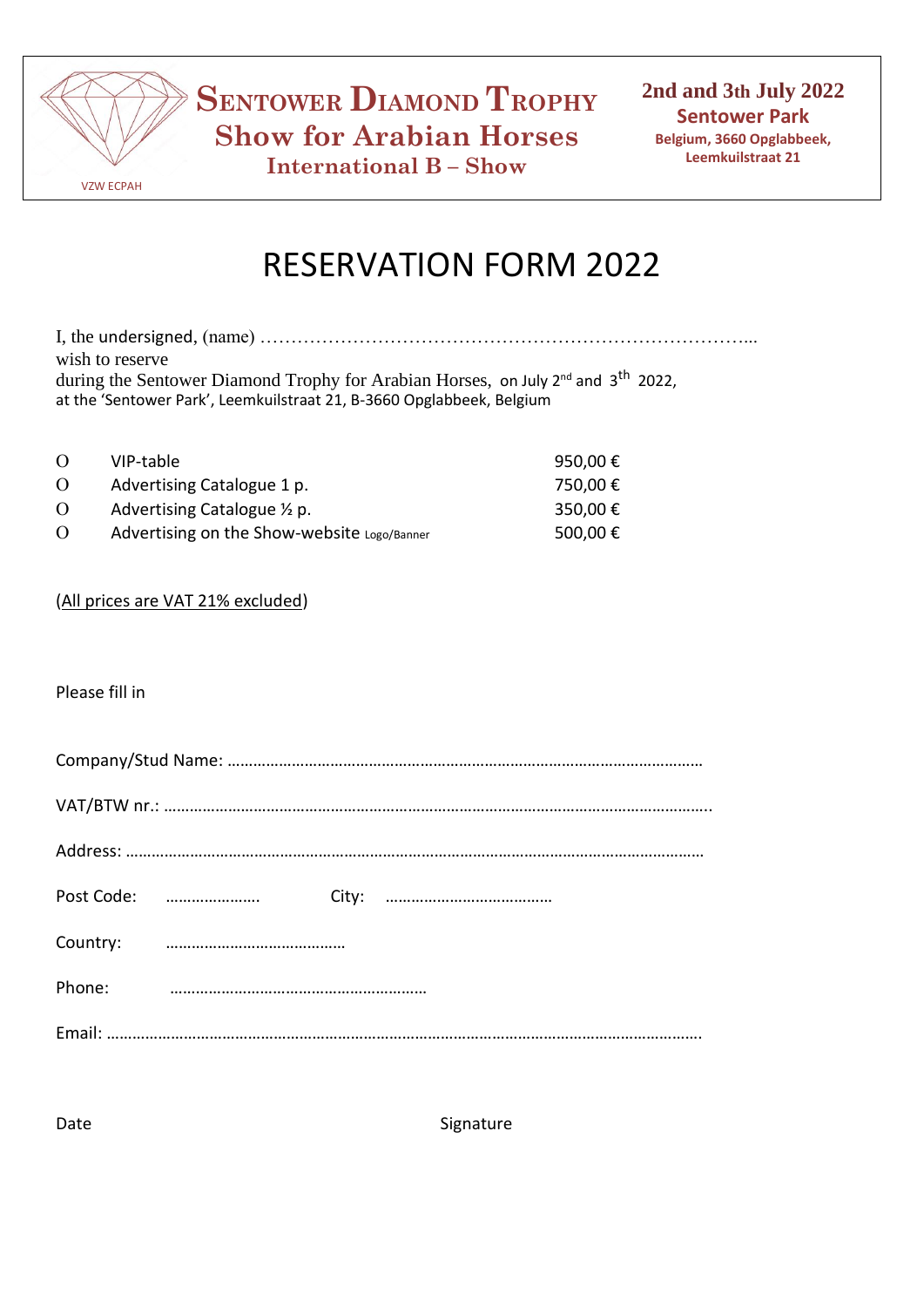VZW ECPAH

# SENTOWER DIAMOND TROPHY
## Show for Arabian Horses
### International B – Show

**2nd and 3th July 2022**
**Sentower Park**
**Belgium, 3660 Opglabbeek, Leemkuilstraat 21**

# RESERVATION FORM 2022

I, the undersigned, (name) ……………………………………………………………………...
wish to reserve
during the Sentower Diamond Trophy for Arabian Horses, on July 2nd and 3th 2022,
at the 'Sentower Park', Leemkuilstraat 21, B-3660 Opglabbeek, Belgium

| | | |
|---|---|---|
| O | VIP-table | 950,00 € |
| O | Advertising Catalogue 1 p. | 750,00 € |
| O | Advertising Catalogue ½ p. | 350,00 € |
| O | Advertising on the Show-website Logo/Banner | 500,00 € |

(All prices are VAT 21% excluded)

Please fill in

Company/Stud Name: ……………………………………………………………………………………………

VAT/BTW nr.: ………………………………………………………………………………………………………..

Address: ……………………………………………………………………………………………………………

Post Code: …………………. City: …………………………………

Country: ……………………………………

Phone: ……………………………………………………

Email: ……………………………………………………………………………………………………………….

Date

Signature